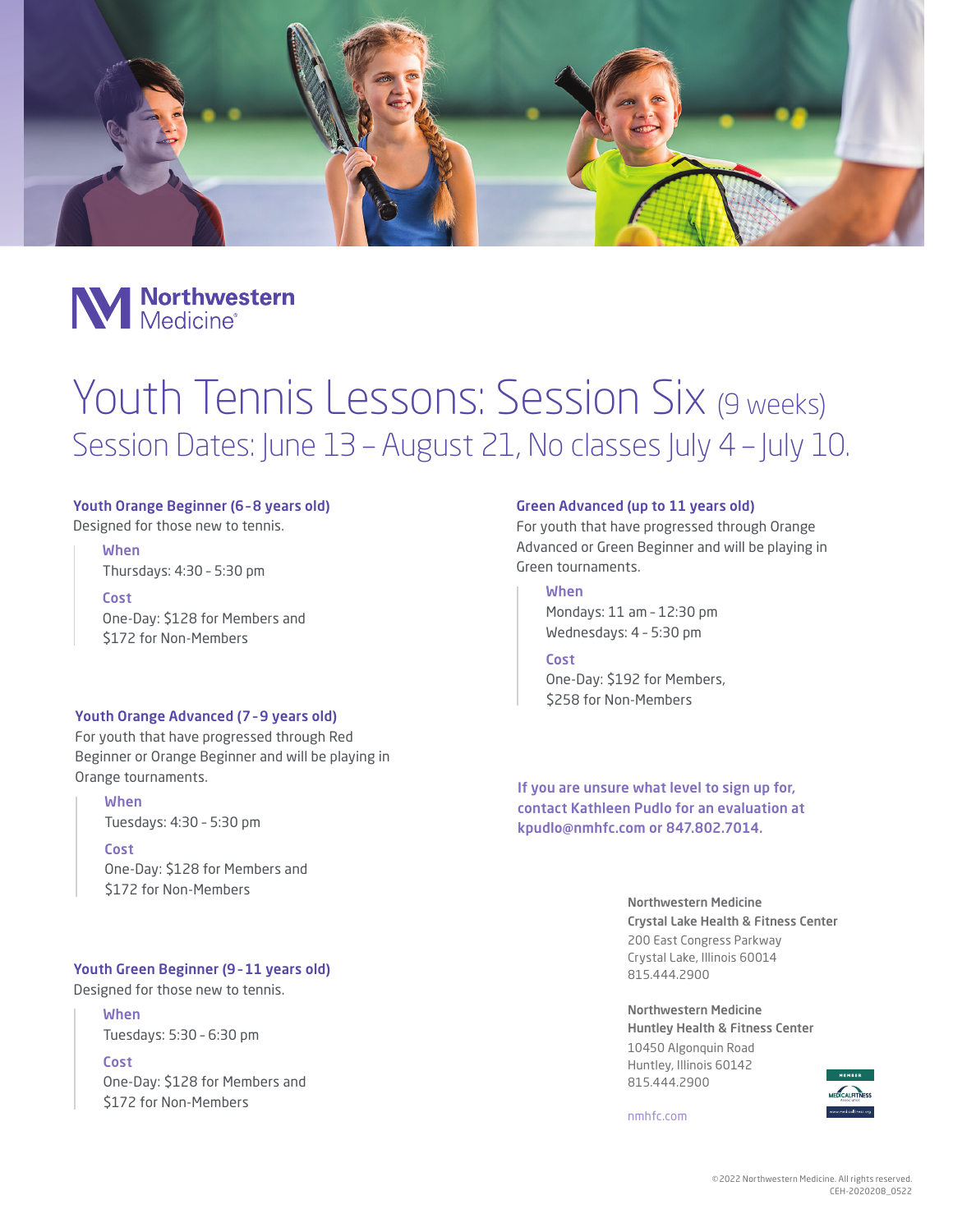Northwestern Medicine®

# Youth Tennis Lessons: Session Six (9 weeks)

## Session Dates: June 13 – August 21, No classes July 4 – July 10.

### Youth Orange Beginner (6 - 8 years old)

Designed for those new to tennis.

**When**
Thursdays: 4:30 - 5:30 pm

**Cost**
One-Day: $128 for Members and $172 for Non-Members

### Youth Orange Advanced (7 - 9 years old)

For youth that have progressed through Red Beginner or Orange Beginner and will be playing in Orange tournaments.

**When**
Tuesdays: 4:30 - 5:30 pm

**Cost**
One-Day: $128 for Members and $172 for Non-Members

### Youth Green Beginner (9 - 11 years old)

Designed for those new to tennis.

**When**
Tuesdays: 5:30 - 6:30 pm

**Cost**
One-Day: $128 for Members and $172 for Non-Members

### Green Advanced (up to 11 years old)

For youth that have progressed through Orange Advanced or Green Beginner and will be playing in Green tournaments.

**When**
Mondays: 11 am - 12:30 pm
Wednesdays: 4 - 5:30 pm

**Cost**
One-Day: $192 for Members, $258 for Non-Members

**If you are unsure what level to sign up for, contact Kathleen Pudlo for an evaluation at kpudlo@nmhfc.com or 847.802.7014.**

**Northwestern Medicine**
**Crystal Lake Health & Fitness Center**
200 East Congress Parkway
Crystal Lake, Illinois 60014
815.444.2900

**Northwestern Medicine**
**Huntley Health & Fitness Center**
10450 Algonquin Road
Huntley, Illinois 60142
815.444.2900

nmhfc.com

©2022 Northwestern Medicine. All rights reserved.
CEH-2020208_0522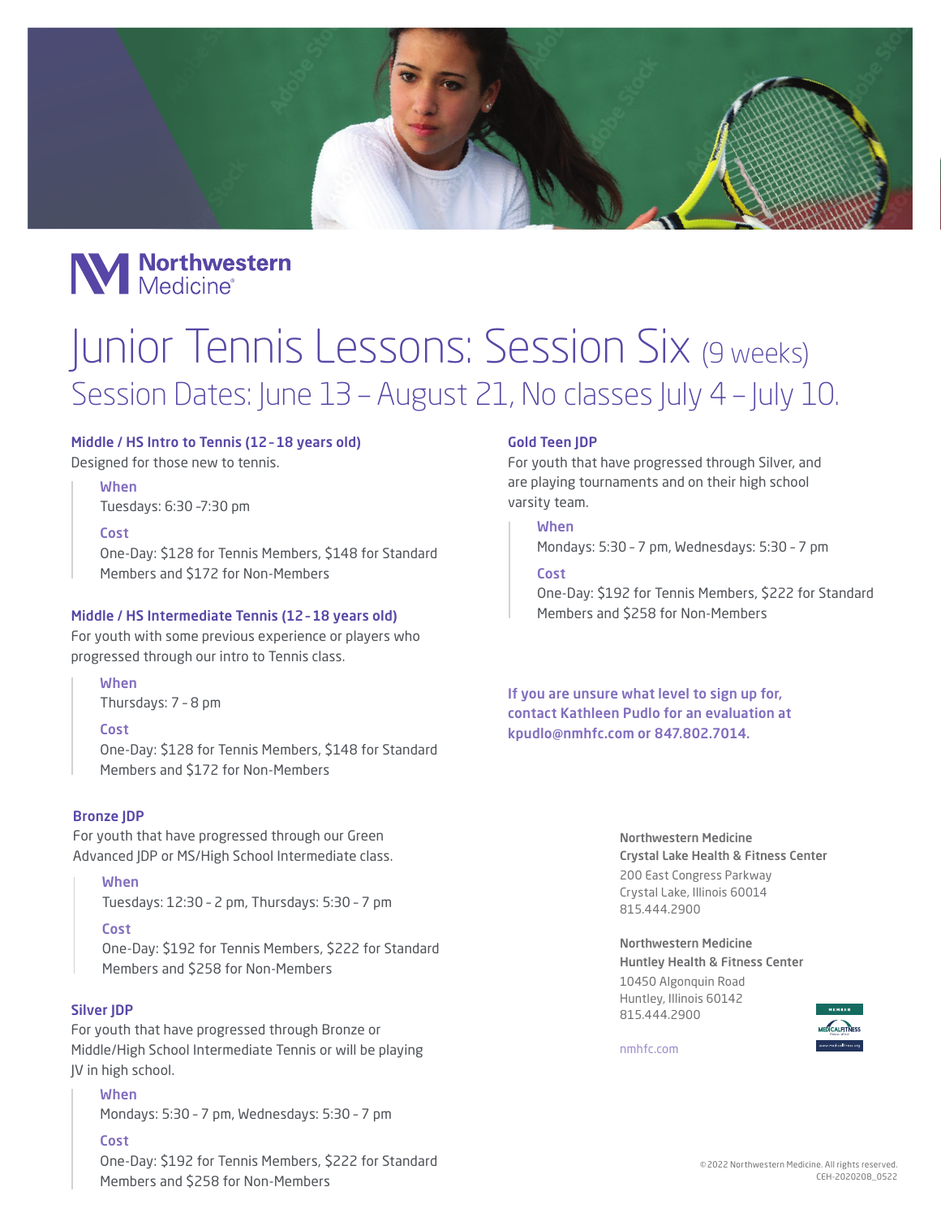Northwestern Medicine

# Junior Tennis Lessons: Session Six (9 weeks)

## Session Dates: June 13 – August 21, No classes July 4 – July 10.

### Middle / HS Intro to Tennis (12 - 18 years old)

Designed for those new to tennis.

**When**

Tuesdays: 6:30 -7:30 pm

**Cost**

One-Day: $128 for Tennis Members, $148 for Standard Members and $172 for Non-Members

### Middle / HS Intermediate Tennis (12 - 18 years old)

For youth with some previous experience or players who progressed through our intro to Tennis class.

**When**

Thursdays: 7 - 8 pm

**Cost**

One-Day: $128 for Tennis Members, $148 for Standard Members and $172 for Non-Members

### Bronze JDP

For youth that have progressed through our Green Advanced JDP or MS/High School Intermediate class.

**When**

Tuesdays: 12:30 - 2 pm, Thursdays: 5:30 - 7 pm

**Cost**

One-Day: $192 for Tennis Members, $222 for Standard Members and $258 for Non-Members

### Silver JDP

For youth that have progressed through Bronze or Middle/High School Intermediate Tennis or will be playing JV in high school.

**When**

Mondays: 5:30 - 7 pm, Wednesdays: 5:30 - 7 pm

**Cost**

One-Day: $192 for Tennis Members, $222 for Standard Members and $258 for Non-Members

### Gold Teen JDP

For youth that have progressed through Silver, and are playing tournaments and on their high school varsity team.

**When**

Mondays: 5:30 - 7 pm, Wednesdays: 5:30 - 7 pm

**Cost**

One-Day: $192 for Tennis Members, $222 for Standard Members and $258 for Non-Members

**If you are unsure what level to sign up for, contact Kathleen Pudlo for an evaluation at kpudlo@nmhfc.com or 847.802.7014.**

**Northwestern Medicine**
**Crystal Lake Health & Fitness Center**
200 East Congress Parkway
Crystal Lake, Illinois 60014
815.444.2900

**Northwestern Medicine**
**Huntley Health & Fitness Center**
10450 Algonquin Road
Huntley, Illinois 60142
815.444.2900

nmhfc.com

©2022 Northwestern Medicine. All rights reserved.
CEH-2020208_0522